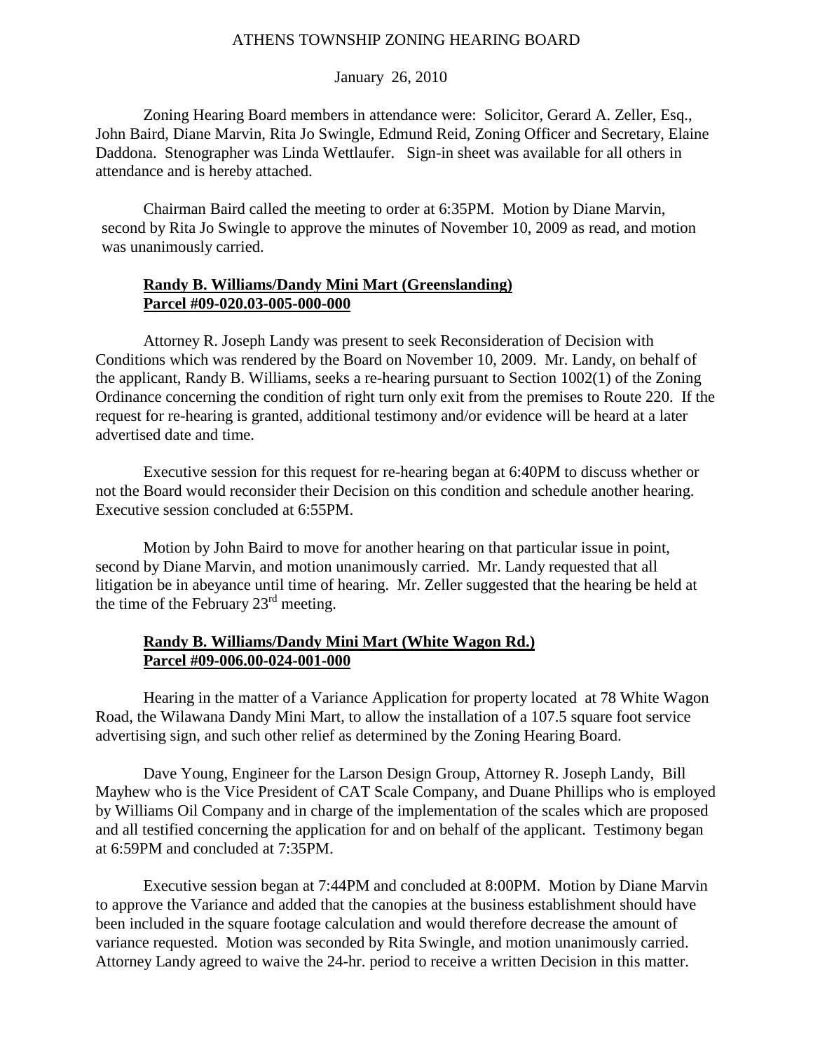ATHENS TOWNSHIP ZONING HEARING BOARD

January 26, 2010

Zoning Hearing Board members in attendance were: Solicitor, Gerard A. Zeller, Esq., John Baird, Diane Marvin, Rita Jo Swingle, Edmund Reid, Zoning Officer and Secretary, Elaine Daddona. Stenographer was Linda Wettlaufer. Sign-in sheet was available for all others in attendance and is hereby attached.

Chairman Baird called the meeting to order at 6:35PM. Motion by Diane Marvin, second by Rita Jo Swingle to approve the minutes of November 10, 2009 as read, and motion was unanimously carried.

**Randy B. Williams/Dandy Mini Mart (Greenslanding)**
**Parcel #09-020.03-005-000-000**

Attorney R. Joseph Landy was present to seek Reconsideration of Decision with Conditions which was rendered by the Board on November 10, 2009. Mr. Landy, on behalf of the applicant, Randy B. Williams, seeks a re-hearing pursuant to Section 1002(1) of the Zoning Ordinance concerning the condition of right turn only exit from the premises to Route 220. If the request for re-hearing is granted, additional testimony and/or evidence will be heard at a later advertised date and time.

Executive session for this request for re-hearing began at 6:40PM to discuss whether or not the Board would reconsider their Decision on this condition and schedule another hearing. Executive session concluded at 6:55PM.

Motion by John Baird to move for another hearing on that particular issue in point, second by Diane Marvin, and motion unanimously carried. Mr. Landy requested that all litigation be in abeyance until time of hearing. Mr. Zeller suggested that the hearing be held at the time of the February 23rd meeting.

**Randy B. Williams/Dandy Mini Mart (White Wagon Rd.)**
**Parcel #09-006.00-024-001-000**

Hearing in the matter of a Variance Application for property located at 78 White Wagon Road, the Wilawana Dandy Mini Mart, to allow the installation of a 107.5 square foot service advertising sign, and such other relief as determined by the Zoning Hearing Board.

Dave Young, Engineer for the Larson Design Group, Attorney R. Joseph Landy, Bill Mayhew who is the Vice President of CAT Scale Company, and Duane Phillips who is employed by Williams Oil Company and in charge of the implementation of the scales which are proposed and all testified concerning the application for and on behalf of the applicant. Testimony began at 6:59PM and concluded at 7:35PM.

Executive session began at 7:44PM and concluded at 8:00PM. Motion by Diane Marvin to approve the Variance and added that the canopies at the business establishment should have been included in the square footage calculation and would therefore decrease the amount of variance requested. Motion was seconded by Rita Swingle, and motion unanimously carried. Attorney Landy agreed to waive the 24-hr. period to receive a written Decision in this matter.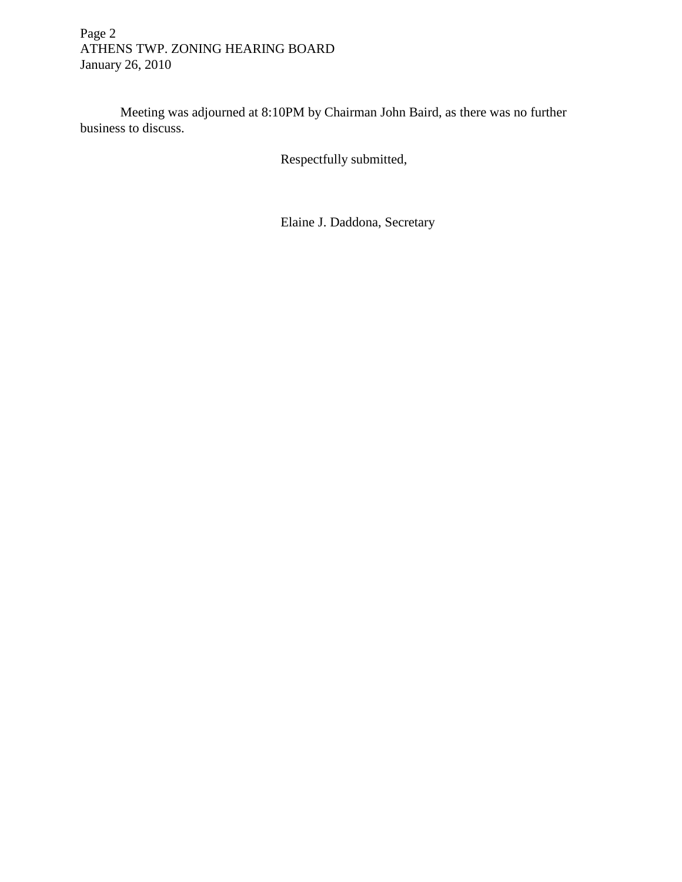Meeting was adjourned at 8:10PM by Chairman John Baird, as there was no further business to discuss.

Respectfully submitted,

Elaine J. Daddona, Secretary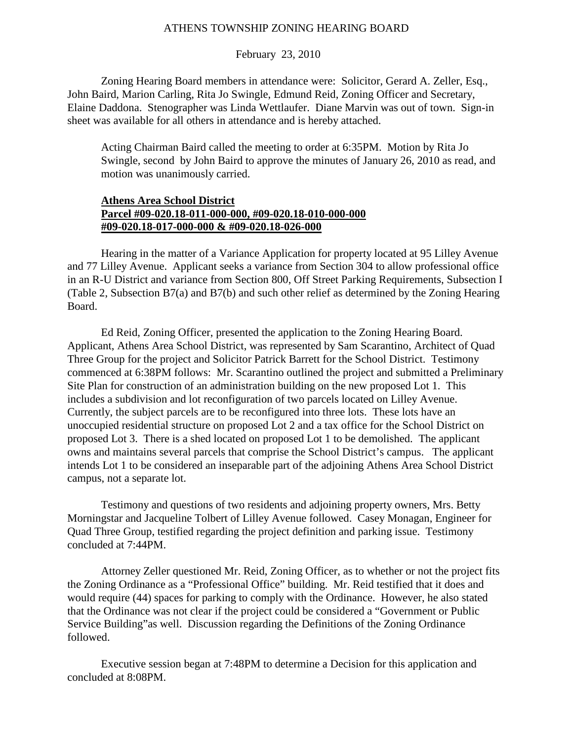ATHENS TOWNSHIP ZONING HEARING BOARD

February 23, 2010

Zoning Hearing Board members in attendance were: Solicitor, Gerard A. Zeller, Esq., John Baird, Marion Carling, Rita Jo Swingle, Edmund Reid, Zoning Officer and Secretary, Elaine Daddona. Stenographer was Linda Wettlaufer. Diane Marvin was out of town. Sign-in sheet was available for all others in attendance and is hereby attached.

Acting Chairman Baird called the meeting to order at 6:35PM. Motion by Rita Jo Swingle, second by John Baird to approve the minutes of January 26, 2010 as read, and motion was unanimously carried.

**Athens Area School District**
**Parcel #09-020.18-011-000-000, #09-020.18-010-000-000**
**#09-020.18-017-000-000 & #09-020.18-026-000**

Hearing in the matter of a Variance Application for property located at 95 Lilley Avenue and 77 Lilley Avenue. Applicant seeks a variance from Section 304 to allow professional office in an R-U District and variance from Section 800, Off Street Parking Requirements, Subsection I (Table 2, Subsection B7(a) and B7(b) and such other relief as determined by the Zoning Hearing Board.

Ed Reid, Zoning Officer, presented the application to the Zoning Hearing Board. Applicant, Athens Area School District, was represented by Sam Scarantino, Architect of Quad Three Group for the project and Solicitor Patrick Barrett for the School District. Testimony commenced at 6:38PM follows: Mr. Scarantino outlined the project and submitted a Preliminary Site Plan for construction of an administration building on the new proposed Lot 1. This includes a subdivision and lot reconfiguration of two parcels located on Lilley Avenue. Currently, the subject parcels are to be reconfigured into three lots. These lots have an unoccupied residential structure on proposed Lot 2 and a tax office for the School District on proposed Lot 3. There is a shed located on proposed Lot 1 to be demolished. The applicant owns and maintains several parcels that comprise the School District's campus. The applicant intends Lot 1 to be considered an inseparable part of the adjoining Athens Area School District campus, not a separate lot.

Testimony and questions of two residents and adjoining property owners, Mrs. Betty Morningstar and Jacqueline Tolbert of Lilley Avenue followed. Casey Monagan, Engineer for Quad Three Group, testified regarding the project definition and parking issue. Testimony concluded at 7:44PM.

Attorney Zeller questioned Mr. Reid, Zoning Officer, as to whether or not the project fits the Zoning Ordinance as a "Professional Office" building. Mr. Reid testified that it does and would require (44) spaces for parking to comply with the Ordinance. However, he also stated that the Ordinance was not clear if the project could be considered a "Government or Public Service Building"as well. Discussion regarding the Definitions of the Zoning Ordinance followed.

Executive session began at 7:48PM to determine a Decision for this application and concluded at 8:08PM.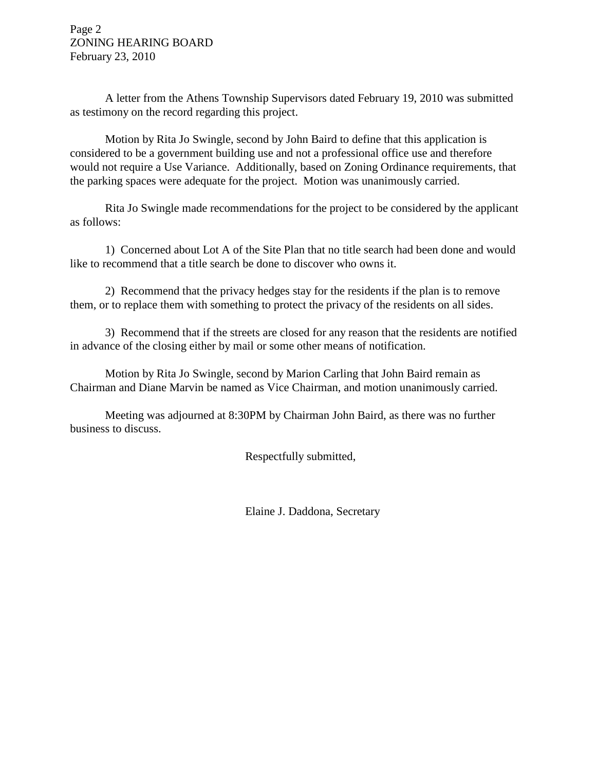A letter from the Athens Township Supervisors dated February 19, 2010 was submitted as testimony on the record regarding this project.

Motion by Rita Jo Swingle, second by John Baird to define that this application is considered to be a government building use and not a professional office use and therefore would not require a Use Variance. Additionally, based on Zoning Ordinance requirements, that the parking spaces were adequate for the project. Motion was unanimously carried.

Rita Jo Swingle made recommendations for the project to be considered by the applicant as follows:

1) Concerned about Lot A of the Site Plan that no title search had been done and would like to recommend that a title search be done to discover who owns it.

2) Recommend that the privacy hedges stay for the residents if the plan is to remove them, or to replace them with something to protect the privacy of the residents on all sides.

3) Recommend that if the streets are closed for any reason that the residents are notified in advance of the closing either by mail or some other means of notification.

Motion by Rita Jo Swingle, second by Marion Carling that John Baird remain as Chairman and Diane Marvin be named as Vice Chairman, and motion unanimously carried.

Meeting was adjourned at 8:30PM by Chairman John Baird, as there was no further business to discuss.

Respectfully submitted,

Elaine J. Daddona, Secretary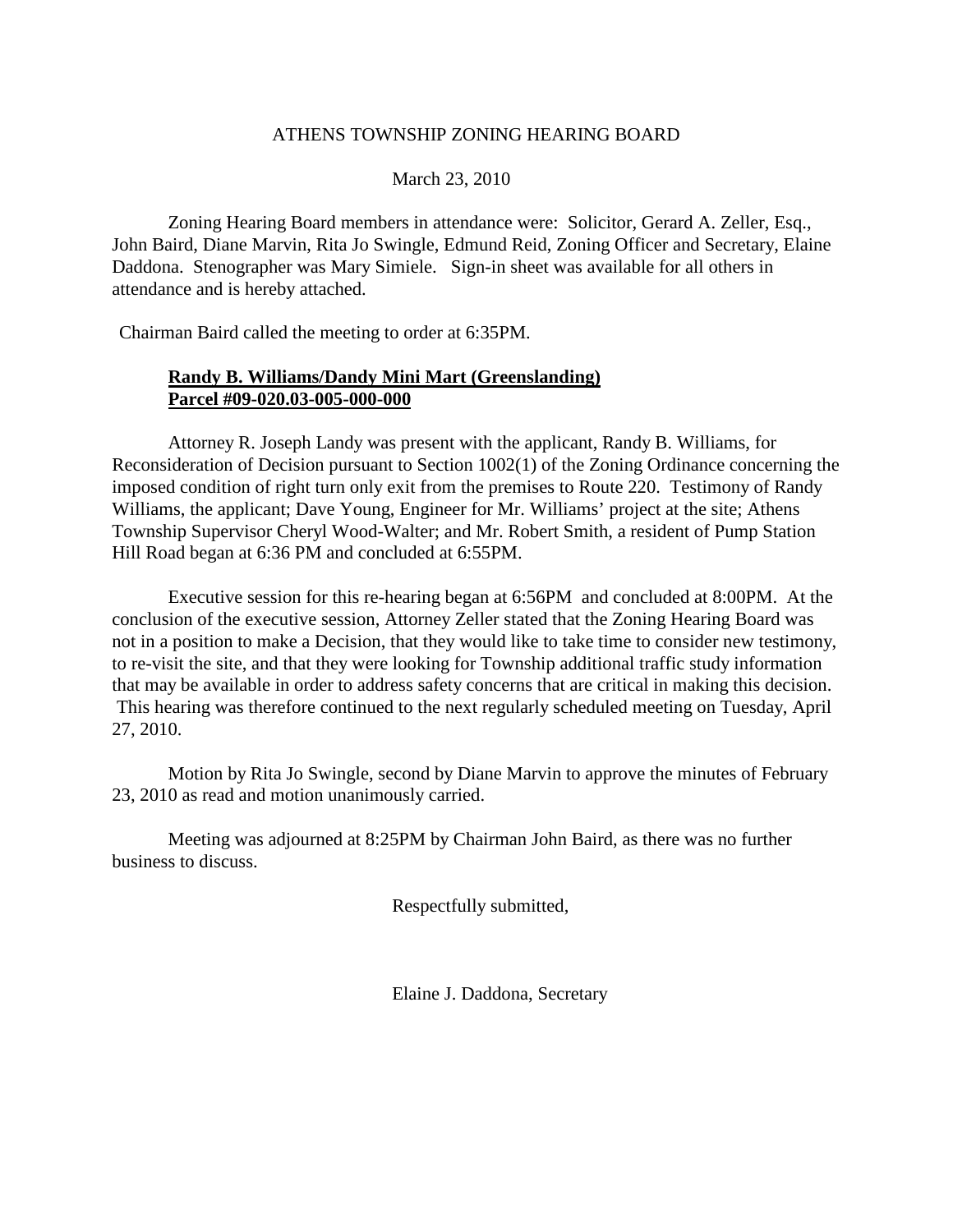ATHENS TOWNSHIP ZONING HEARING BOARD

March 23, 2010

Zoning Hearing Board members in attendance were: Solicitor, Gerard A. Zeller, Esq., John Baird, Diane Marvin, Rita Jo Swingle, Edmund Reid, Zoning Officer and Secretary, Elaine Daddona. Stenographer was Mary Simiele. Sign-in sheet was available for all others in attendance and is hereby attached.

Chairman Baird called the meeting to order at 6:35PM.

**Randy B. Williams/Dandy Mini Mart (Greenslanding)**
**Parcel #09-020.03-005-000-000**

Attorney R. Joseph Landy was present with the applicant, Randy B. Williams, for Reconsideration of Decision pursuant to Section 1002(1) of the Zoning Ordinance concerning the imposed condition of right turn only exit from the premises to Route 220. Testimony of Randy Williams, the applicant; Dave Young, Engineer for Mr. Williams' project at the site; Athens Township Supervisor Cheryl Wood-Walter; and Mr. Robert Smith, a resident of Pump Station Hill Road began at 6:36 PM and concluded at 6:55PM.

Executive session for this re-hearing began at 6:56PM and concluded at 8:00PM. At the conclusion of the executive session, Attorney Zeller stated that the Zoning Hearing Board was not in a position to make a Decision, that they would like to take time to consider new testimony, to re-visit the site, and that they were looking for Township additional traffic study information that may be available in order to address safety concerns that are critical in making this decision. This hearing was therefore continued to the next regularly scheduled meeting on Tuesday, April 27, 2010.

Motion by Rita Jo Swingle, second by Diane Marvin to approve the minutes of February 23, 2010 as read and motion unanimously carried.

Meeting was adjourned at 8:25PM by Chairman John Baird, as there was no further business to discuss.

Respectfully submitted,

Elaine J. Daddona, Secretary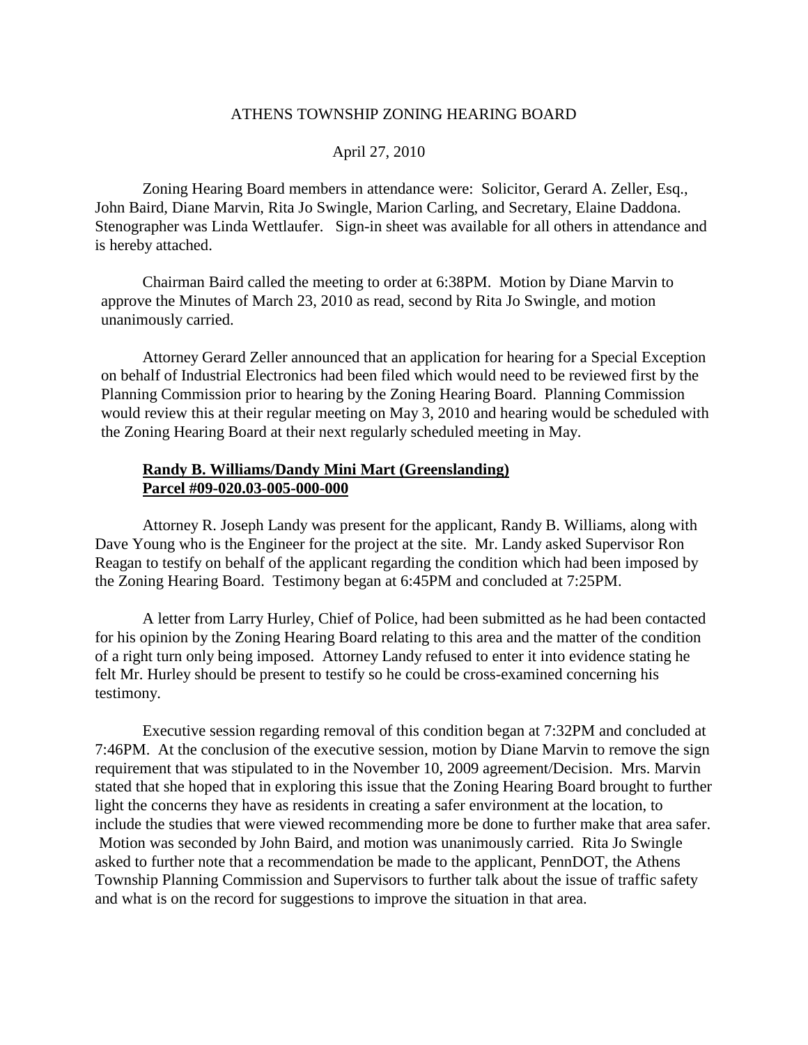ATHENS TOWNSHIP ZONING HEARING BOARD

April 27, 2010

Zoning Hearing Board members in attendance were: Solicitor, Gerard A. Zeller, Esq., John Baird, Diane Marvin, Rita Jo Swingle, Marion Carling, and Secretary, Elaine Daddona. Stenographer was Linda Wettlaufer. Sign-in sheet was available for all others in attendance and is hereby attached.

Chairman Baird called the meeting to order at 6:38PM. Motion by Diane Marvin to approve the Minutes of March 23, 2010 as read, second by Rita Jo Swingle, and motion unanimously carried.

Attorney Gerard Zeller announced that an application for hearing for a Special Exception on behalf of Industrial Electronics had been filed which would need to be reviewed first by the Planning Commission prior to hearing by the Zoning Hearing Board. Planning Commission would review this at their regular meeting on May 3, 2010 and hearing would be scheduled with the Zoning Hearing Board at their next regularly scheduled meeting in May.

**Randy B. Williams/Dandy Mini Mart (Greenslanding)**
**Parcel #09-020.03-005-000-000**

Attorney R. Joseph Landy was present for the applicant, Randy B. Williams, along with Dave Young who is the Engineer for the project at the site. Mr. Landy asked Supervisor Ron Reagan to testify on behalf of the applicant regarding the condition which had been imposed by the Zoning Hearing Board. Testimony began at 6:45PM and concluded at 7:25PM.

A letter from Larry Hurley, Chief of Police, had been submitted as he had been contacted for his opinion by the Zoning Hearing Board relating to this area and the matter of the condition of a right turn only being imposed. Attorney Landy refused to enter it into evidence stating he felt Mr. Hurley should be present to testify so he could be cross-examined concerning his testimony.

Executive session regarding removal of this condition began at 7:32PM and concluded at 7:46PM. At the conclusion of the executive session, motion by Diane Marvin to remove the sign requirement that was stipulated to in the November 10, 2009 agreement/Decision. Mrs. Marvin stated that she hoped that in exploring this issue that the Zoning Hearing Board brought to further light the concerns they have as residents in creating a safer environment at the location, to include the studies that were viewed recommending more be done to further make that area safer. Motion was seconded by John Baird, and motion was unanimously carried. Rita Jo Swingle asked to further note that a recommendation be made to the applicant, PennDOT, the Athens Township Planning Commission and Supervisors to further talk about the issue of traffic safety and what is on the record for suggestions to improve the situation in that area.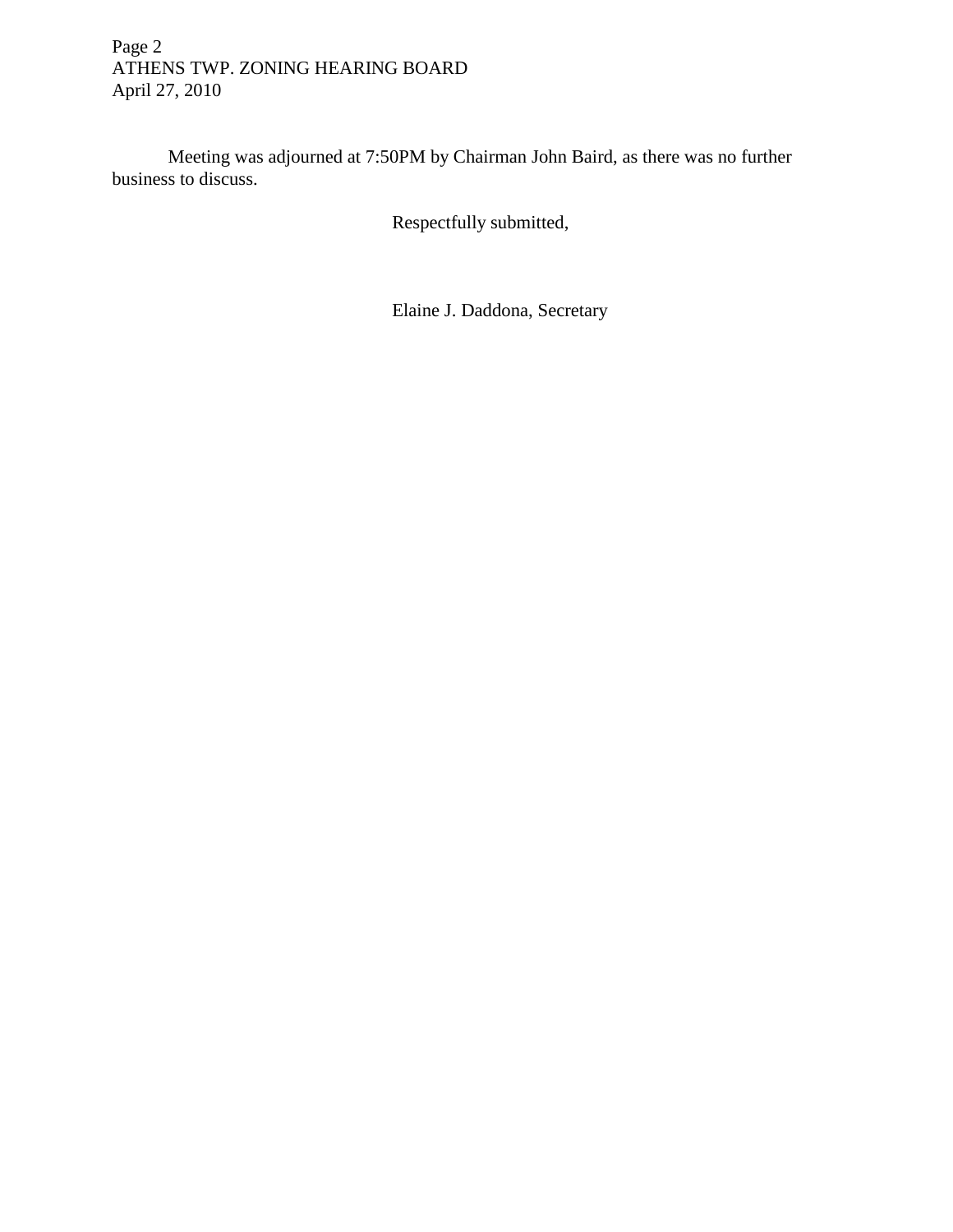Meeting was adjourned at 7:50PM by Chairman John Baird, as there was no further business to discuss.

Respectfully submitted,

Elaine J. Daddona, Secretary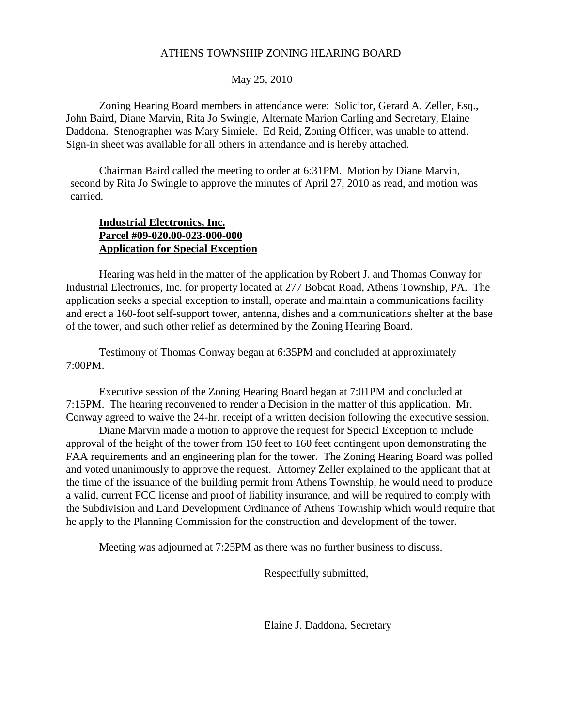# ATHENS TOWNSHIP ZONING HEARING BOARD

May 25, 2010

Zoning Hearing Board members in attendance were: Solicitor, Gerard A. Zeller, Esq., John Baird, Diane Marvin, Rita Jo Swingle, Alternate Marion Carling and Secretary, Elaine Daddona. Stenographer was Mary Simiele. Ed Reid, Zoning Officer, was unable to attend. Sign-in sheet was available for all others in attendance and is hereby attached.

Chairman Baird called the meeting to order at 6:31PM. Motion by Diane Marvin, second by Rita Jo Swingle to approve the minutes of April 27, 2010 as read, and motion was carried.

**Industrial Electronics, Inc.**
**Parcel #09-020.00-023-000-000**
**Application for Special Exception**

Hearing was held in the matter of the application by Robert J. and Thomas Conway for Industrial Electronics, Inc. for property located at 277 Bobcat Road, Athens Township, PA. The application seeks a special exception to install, operate and maintain a communications facility and erect a 160-foot self-support tower, antenna, dishes and a communications shelter at the base of the tower, and such other relief as determined by the Zoning Hearing Board.

Testimony of Thomas Conway began at 6:35PM and concluded at approximately 7:00PM.

Executive session of the Zoning Hearing Board began at 7:01PM and concluded at 7:15PM. The hearing reconvened to render a Decision in the matter of this application. Mr. Conway agreed to waive the 24-hr. receipt of a written decision following the executive session.

Diane Marvin made a motion to approve the request for Special Exception to include approval of the height of the tower from 150 feet to 160 feet contingent upon demonstrating the FAA requirements and an engineering plan for the tower. The Zoning Hearing Board was polled and voted unanimously to approve the request. Attorney Zeller explained to the applicant that at the time of the issuance of the building permit from Athens Township, he would need to produce a valid, current FCC license and proof of liability insurance, and will be required to comply with the Subdivision and Land Development Ordinance of Athens Township which would require that he apply to the Planning Commission for the construction and development of the tower.

Meeting was adjourned at 7:25PM as there was no further business to discuss.

Respectfully submitted,

Elaine J. Daddona, Secretary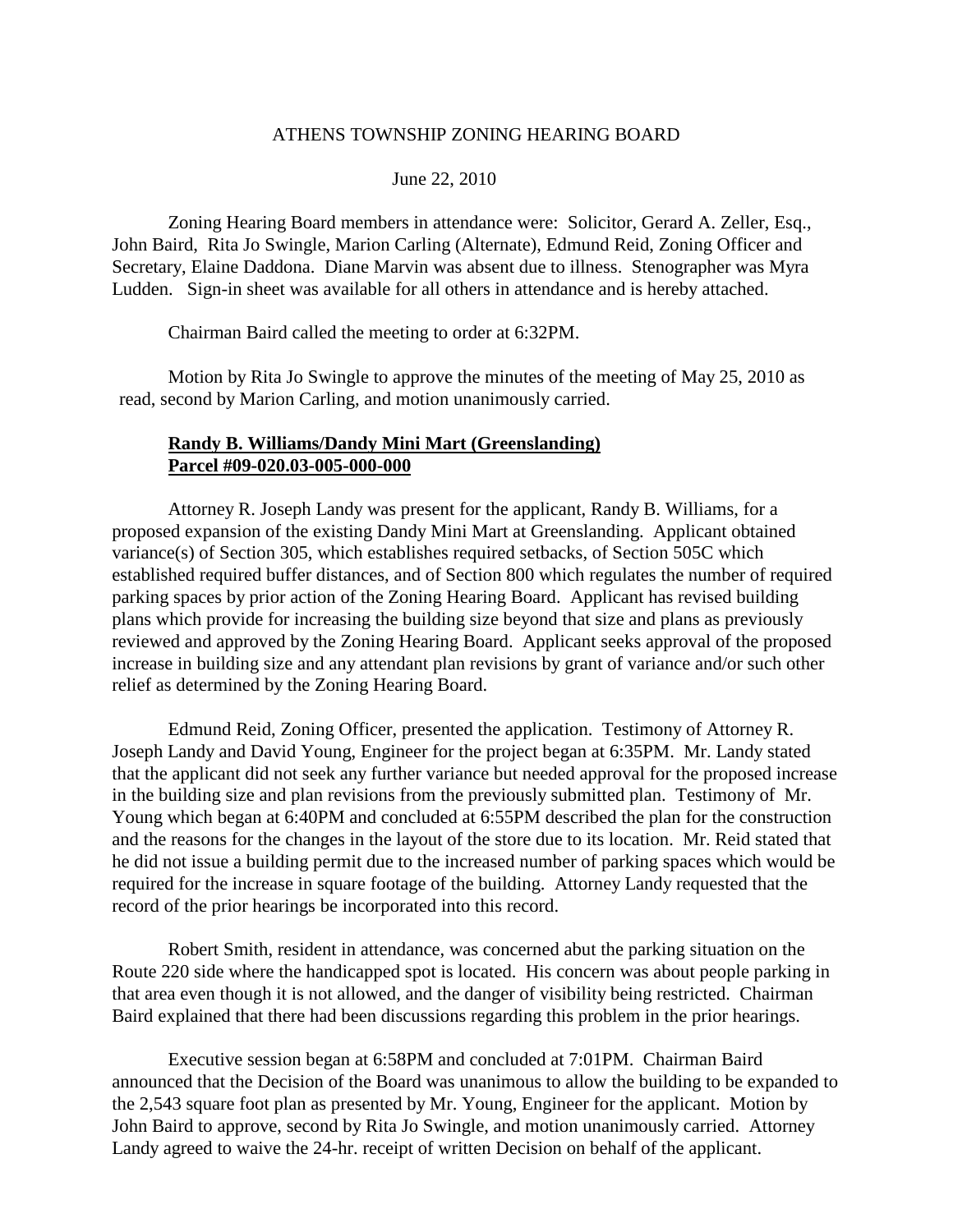ATHENS TOWNSHIP ZONING HEARING BOARD

June 22, 2010

Zoning Hearing Board members in attendance were: Solicitor, Gerard A. Zeller, Esq., John Baird, Rita Jo Swingle, Marion Carling (Alternate), Edmund Reid, Zoning Officer and Secretary, Elaine Daddona. Diane Marvin was absent due to illness. Stenographer was Myra Ludden. Sign-in sheet was available for all others in attendance and is hereby attached.

Chairman Baird called the meeting to order at 6:32PM.

Motion by Rita Jo Swingle to approve the minutes of the meeting of May 25, 2010 as read, second by Marion Carling, and motion unanimously carried.

**Randy B. Williams/Dandy Mini Mart (Greenslanding)**
**Parcel #09-020.03-005-000-000**

Attorney R. Joseph Landy was present for the applicant, Randy B. Williams, for a proposed expansion of the existing Dandy Mini Mart at Greenslanding. Applicant obtained variance(s) of Section 305, which establishes required setbacks, of Section 505C which established required buffer distances, and of Section 800 which regulates the number of required parking spaces by prior action of the Zoning Hearing Board. Applicant has revised building plans which provide for increasing the building size beyond that size and plans as previously reviewed and approved by the Zoning Hearing Board. Applicant seeks approval of the proposed increase in building size and any attendant plan revisions by grant of variance and/or such other relief as determined by the Zoning Hearing Board.

Edmund Reid, Zoning Officer, presented the application. Testimony of Attorney R. Joseph Landy and David Young, Engineer for the project began at 6:35PM. Mr. Landy stated that the applicant did not seek any further variance but needed approval for the proposed increase in the building size and plan revisions from the previously submitted plan. Testimony of Mr. Young which began at 6:40PM and concluded at 6:55PM described the plan for the construction and the reasons for the changes in the layout of the store due to its location. Mr. Reid stated that he did not issue a building permit due to the increased number of parking spaces which would be required for the increase in square footage of the building. Attorney Landy requested that the record of the prior hearings be incorporated into this record.

Robert Smith, resident in attendance, was concerned abut the parking situation on the Route 220 side where the handicapped spot is located. His concern was about people parking in that area even though it is not allowed, and the danger of visibility being restricted. Chairman Baird explained that there had been discussions regarding this problem in the prior hearings.

Executive session began at 6:58PM and concluded at 7:01PM. Chairman Baird announced that the Decision of the Board was unanimous to allow the building to be expanded to the 2,543 square foot plan as presented by Mr. Young, Engineer for the applicant. Motion by John Baird to approve, second by Rita Jo Swingle, and motion unanimously carried. Attorney Landy agreed to waive the 24-hr. receipt of written Decision on behalf of the applicant.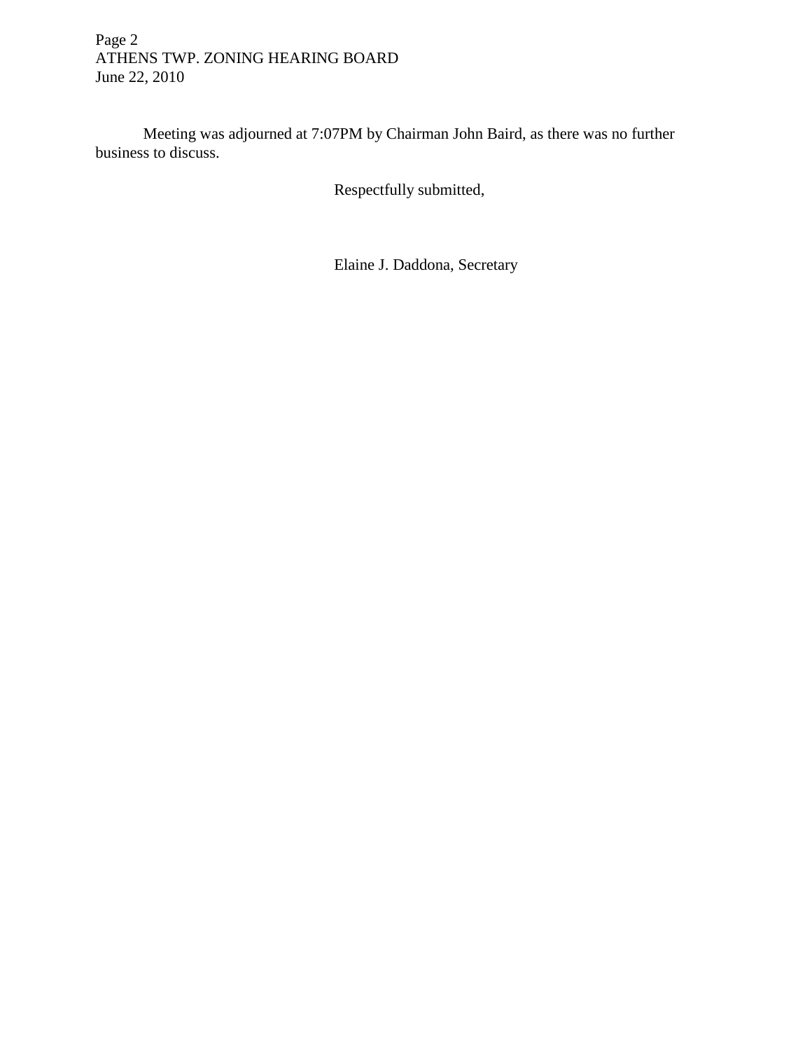Meeting was adjourned at 7:07PM by Chairman John Baird, as there was no further business to discuss.

Respectfully submitted,

Elaine J. Daddona, Secretary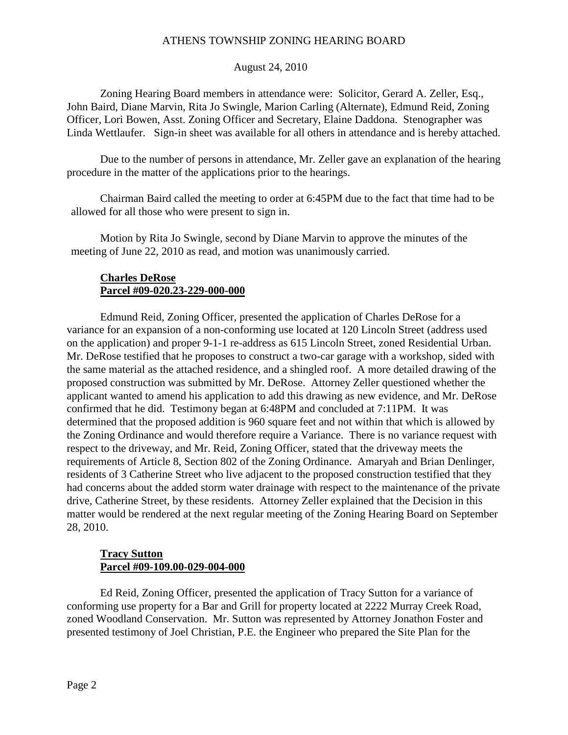ATHENS TOWNSHIP ZONING HEARING BOARD

August 24, 2010

Zoning Hearing Board members in attendance were: Solicitor, Gerard A. Zeller, Esq., John Baird, Diane Marvin, Rita Jo Swingle, Marion Carling (Alternate), Edmund Reid, Zoning Officer, Lori Bowen, Asst. Zoning Officer and Secretary, Elaine Daddona. Stenographer was Linda Wettlaufer. Sign-in sheet was available for all others in attendance and is hereby attached.

Due to the number of persons in attendance, Mr. Zeller gave an explanation of the hearing procedure in the matter of the applications prior to the hearings.

Chairman Baird called the meeting to order at 6:45PM due to the fact that time had to be allowed for all those who were present to sign in.

Motion by Rita Jo Swingle, second by Diane Marvin to approve the minutes of the meeting of June 22, 2010 as read, and motion was unanimously carried.

**Charles DeRose**
**Parcel #09-020.23-229-000-000**

Edmund Reid, Zoning Officer, presented the application of Charles DeRose for a variance for an expansion of a non-conforming use located at 120 Lincoln Street (address used on the application) and proper 9-1-1 re-address as 615 Lincoln Street, zoned Residential Urban. Mr. DeRose testified that he proposes to construct a two-car garage with a workshop, sided with the same material as the attached residence, and a shingled roof. A more detailed drawing of the proposed construction was submitted by Mr. DeRose. Attorney Zeller questioned whether the applicant wanted to amend his application to add this drawing as new evidence, and Mr. DeRose confirmed that he did. Testimony began at 6:48PM and concluded at 7:11PM. It was determined that the proposed addition is 960 square feet and not within that which is allowed by the Zoning Ordinance and would therefore require a Variance. There is no variance request with respect to the driveway, and Mr. Reid, Zoning Officer, stated that the driveway meets the requirements of Article 8, Section 802 of the Zoning Ordinance. Amaryah and Brian Denlinger, residents of 3 Catherine Street who live adjacent to the proposed construction testified that they had concerns about the added storm water drainage with respect to the maintenance of the private drive, Catherine Street, by these residents. Attorney Zeller explained that the Decision in this matter would be rendered at the next regular meeting of the Zoning Hearing Board on September 28, 2010.

**Tracy Sutton**
**Parcel #09-109.00-029-004-000**

Ed Reid, Zoning Officer, presented the application of Tracy Sutton for a variance of conforming use property for a Bar and Grill for property located at 2222 Murray Creek Road, zoned Woodland Conservation. Mr. Sutton was represented by Attorney Jonathon Foster and presented testimony of Joel Christian, P.E. the Engineer who prepared the Site Plan for the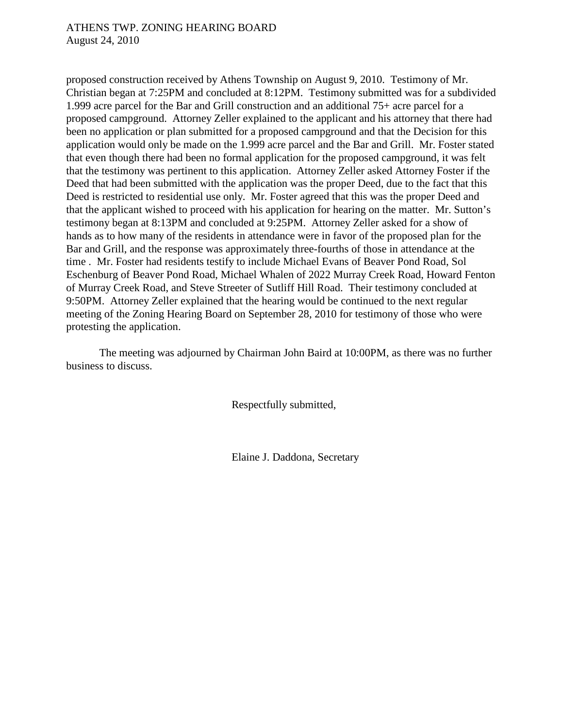proposed construction received by Athens Township on August 9, 2010. Testimony of Mr. Christian began at 7:25PM and concluded at 8:12PM. Testimony submitted was for a subdivided 1.999 acre parcel for the Bar and Grill construction and an additional 75+ acre parcel for a proposed campground. Attorney Zeller explained to the applicant and his attorney that there had been no application or plan submitted for a proposed campground and that the Decision for this application would only be made on the 1.999 acre parcel and the Bar and Grill. Mr. Foster stated that even though there had been no formal application for the proposed campground, it was felt that the testimony was pertinent to this application. Attorney Zeller asked Attorney Foster if the Deed that had been submitted with the application was the proper Deed, due to the fact that this Deed is restricted to residential use only. Mr. Foster agreed that this was the proper Deed and that the applicant wished to proceed with his application for hearing on the matter. Mr. Sutton's testimony began at 8:13PM and concluded at 9:25PM. Attorney Zeller asked for a show of hands as to how many of the residents in attendance were in favor of the proposed plan for the Bar and Grill, and the response was approximately three-fourths of those in attendance at the time . Mr. Foster had residents testify to include Michael Evans of Beaver Pond Road, Sol Eschenburg of Beaver Pond Road, Michael Whalen of 2022 Murray Creek Road, Howard Fenton of Murray Creek Road, and Steve Streeter of Sutliff Hill Road. Their testimony concluded at 9:50PM. Attorney Zeller explained that the hearing would be continued to the next regular meeting of the Zoning Hearing Board on September 28, 2010 for testimony of those who were protesting the application.

The meeting was adjourned by Chairman John Baird at 10:00PM, as there was no further business to discuss.

Respectfully submitted,

Elaine J. Daddona, Secretary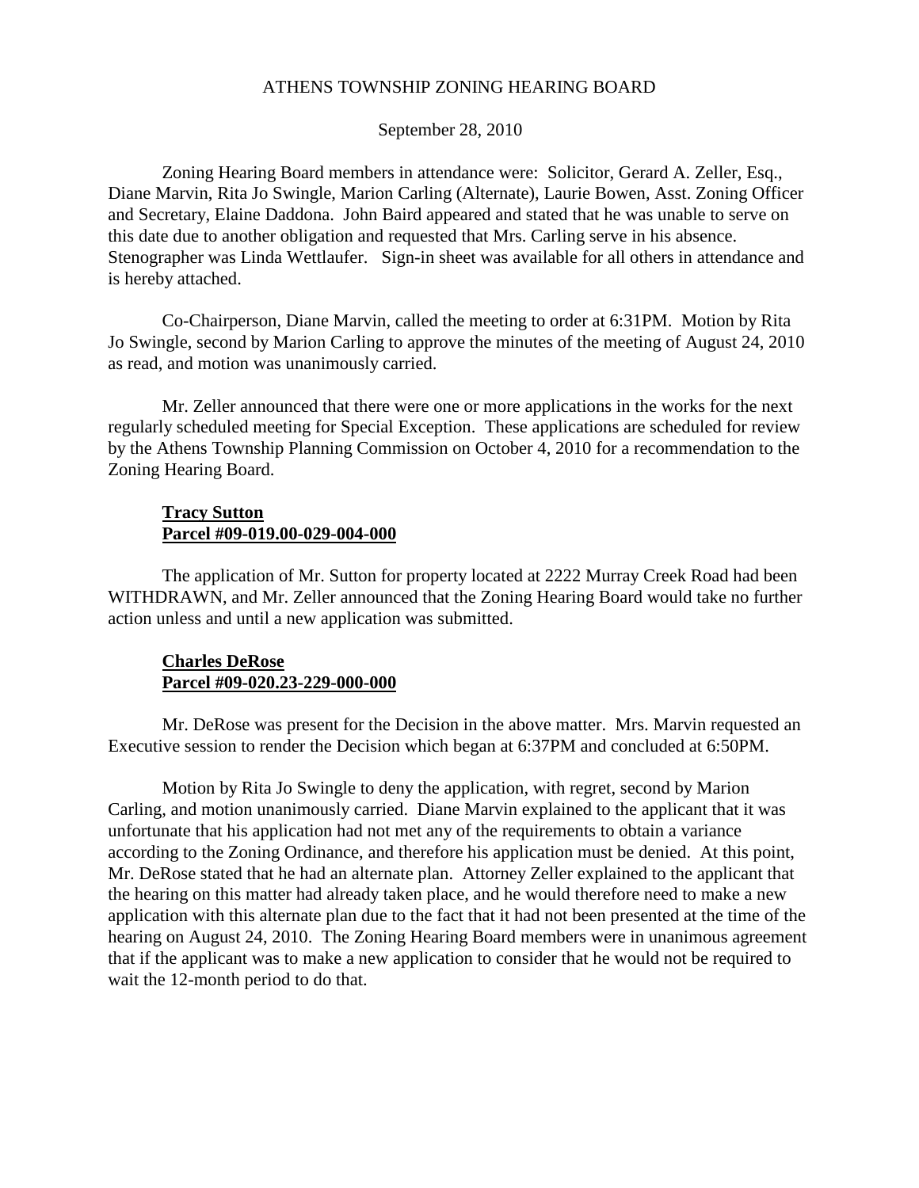# ATHENS TOWNSHIP ZONING HEARING BOARD

September 28, 2010

Zoning Hearing Board members in attendance were: Solicitor, Gerard A. Zeller, Esq., Diane Marvin, Rita Jo Swingle, Marion Carling (Alternate), Laurie Bowen, Asst. Zoning Officer and Secretary, Elaine Daddona. John Baird appeared and stated that he was unable to serve on this date due to another obligation and requested that Mrs. Carling serve in his absence. Stenographer was Linda Wettlaufer. Sign-in sheet was available for all others in attendance and is hereby attached.

Co-Chairperson, Diane Marvin, called the meeting to order at 6:31PM. Motion by Rita Jo Swingle, second by Marion Carling to approve the minutes of the meeting of August 24, 2010 as read, and motion was unanimously carried.

Mr. Zeller announced that there were one or more applications in the works for the next regularly scheduled meeting for Special Exception. These applications are scheduled for review by the Athens Township Planning Commission on October 4, 2010 for a recommendation to the Zoning Hearing Board.

**Tracy Sutton**
**Parcel #09-019.00-029-004-000**

The application of Mr. Sutton for property located at 2222 Murray Creek Road had been WITHDRAWN, and Mr. Zeller announced that the Zoning Hearing Board would take no further action unless and until a new application was submitted.

**Charles DeRose**
**Parcel #09-020.23-229-000-000**

Mr. DeRose was present for the Decision in the above matter. Mrs. Marvin requested an Executive session to render the Decision which began at 6:37PM and concluded at 6:50PM.

Motion by Rita Jo Swingle to deny the application, with regret, second by Marion Carling, and motion unanimously carried. Diane Marvin explained to the applicant that it was unfortunate that his application had not met any of the requirements to obtain a variance according to the Zoning Ordinance, and therefore his application must be denied. At this point, Mr. DeRose stated that he had an alternate plan. Attorney Zeller explained to the applicant that the hearing on this matter had already taken place, and he would therefore need to make a new application with this alternate plan due to the fact that it had not been presented at the time of the hearing on August 24, 2010. The Zoning Hearing Board members were in unanimous agreement that if the applicant was to make a new application to consider that he would not be required to wait the 12-month period to do that.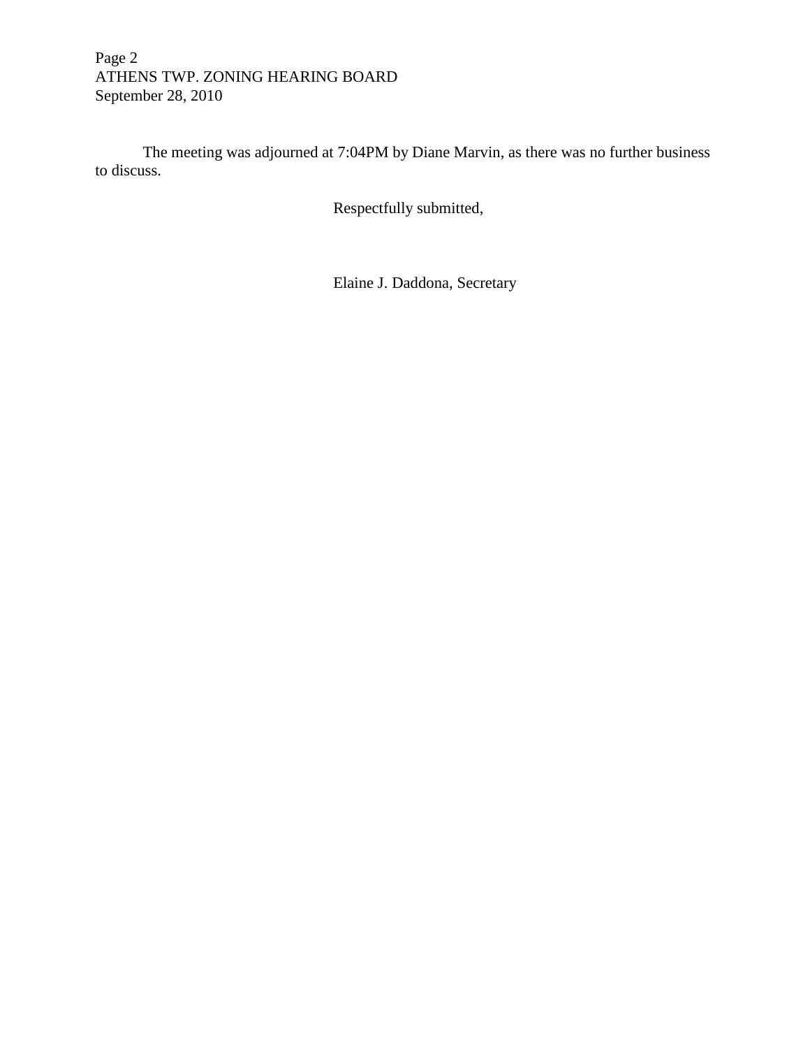The meeting was adjourned at 7:04PM by Diane Marvin, as there was no further business to discuss.

Respectfully submitted,

Elaine J. Daddona, Secretary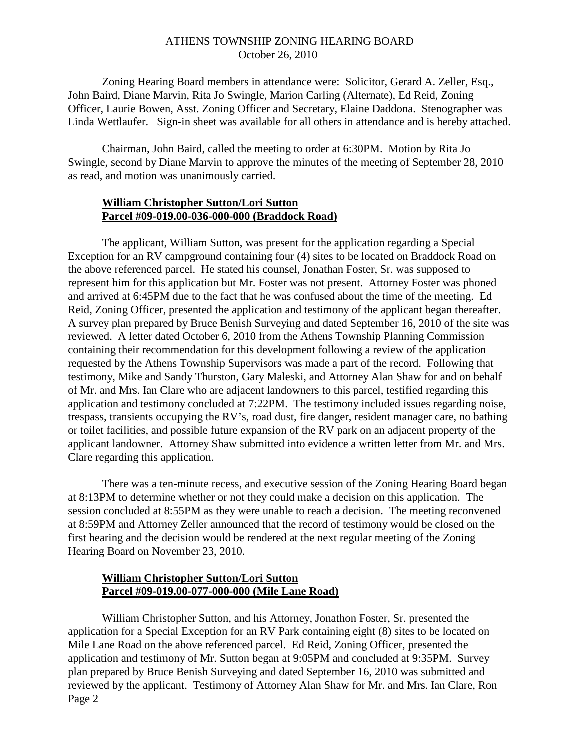ATHENS TOWNSHIP ZONING HEARING BOARD
October 26, 2010

Zoning Hearing Board members in attendance were: Solicitor, Gerard A. Zeller, Esq., John Baird, Diane Marvin, Rita Jo Swingle, Marion Carling (Alternate), Ed Reid, Zoning Officer, Laurie Bowen, Asst. Zoning Officer and Secretary, Elaine Daddona. Stenographer was Linda Wettlaufer. Sign-in sheet was available for all others in attendance and is hereby attached.

Chairman, John Baird, called the meeting to order at 6:30PM. Motion by Rita Jo Swingle, second by Diane Marvin to approve the minutes of the meeting of September 28, 2010 as read, and motion was unanimously carried.

**William Christopher Sutton/Lori Sutton**
**Parcel #09-019.00-036-000-000 (Braddock Road)**

The applicant, William Sutton, was present for the application regarding a Special Exception for an RV campground containing four (4) sites to be located on Braddock Road on the above referenced parcel. He stated his counsel, Jonathan Foster, Sr. was supposed to represent him for this application but Mr. Foster was not present. Attorney Foster was phoned and arrived at 6:45PM due to the fact that he was confused about the time of the meeting. Ed Reid, Zoning Officer, presented the application and testimony of the applicant began thereafter. A survey plan prepared by Bruce Benish Surveying and dated September 16, 2010 of the site was reviewed. A letter dated October 6, 2010 from the Athens Township Planning Commission containing their recommendation for this development following a review of the application requested by the Athens Township Supervisors was made a part of the record. Following that testimony, Mike and Sandy Thurston, Gary Maleski, and Attorney Alan Shaw for and on behalf of Mr. and Mrs. Ian Clare who are adjacent landowners to this parcel, testified regarding this application and testimony concluded at 7:22PM. The testimony included issues regarding noise, trespass, transients occupying the RV's, road dust, fire danger, resident manager care, no bathing or toilet facilities, and possible future expansion of the RV park on an adjacent property of the applicant landowner. Attorney Shaw submitted into evidence a written letter from Mr. and Mrs. Clare regarding this application.

There was a ten-minute recess, and executive session of the Zoning Hearing Board began at 8:13PM to determine whether or not they could make a decision on this application. The session concluded at 8:55PM as they were unable to reach a decision. The meeting reconvened at 8:59PM and Attorney Zeller announced that the record of testimony would be closed on the first hearing and the decision would be rendered at the next regular meeting of the Zoning Hearing Board on November 23, 2010.

**William Christopher Sutton/Lori Sutton**
**Parcel #09-019.00-077-000-000 (Mile Lane Road)**

William Christopher Sutton, and his Attorney, Jonathon Foster, Sr. presented the application for a Special Exception for an RV Park containing eight (8) sites to be located on Mile Lane Road on the above referenced parcel. Ed Reid, Zoning Officer, presented the application and testimony of Mr. Sutton began at 9:05PM and concluded at 9:35PM. Survey plan prepared by Bruce Benish Surveying and dated September 16, 2010 was submitted and reviewed by the applicant. Testimony of Attorney Alan Shaw for Mr. and Mrs. Ian Clare, Ron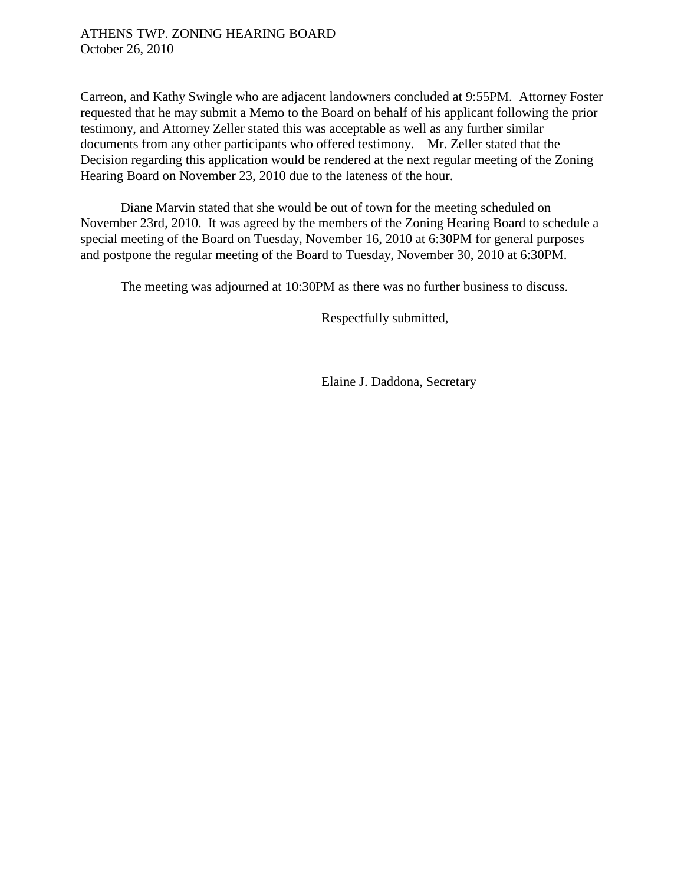Carreon, and Kathy Swingle who are adjacent landowners concluded at 9:55PM. Attorney Foster requested that he may submit a Memo to the Board on behalf of his applicant following the prior testimony, and Attorney Zeller stated this was acceptable as well as any further similar documents from any other participants who offered testimony. Mr. Zeller stated that the Decision regarding this application would be rendered at the next regular meeting of the Zoning Hearing Board on November 23, 2010 due to the lateness of the hour.

Diane Marvin stated that she would be out of town for the meeting scheduled on November 23rd, 2010. It was agreed by the members of the Zoning Hearing Board to schedule a special meeting of the Board on Tuesday, November 16, 2010 at 6:30PM for general purposes and postpone the regular meeting of the Board to Tuesday, November 30, 2010 at 6:30PM.

The meeting was adjourned at 10:30PM as there was no further business to discuss.

Respectfully submitted,

Elaine J. Daddona, Secretary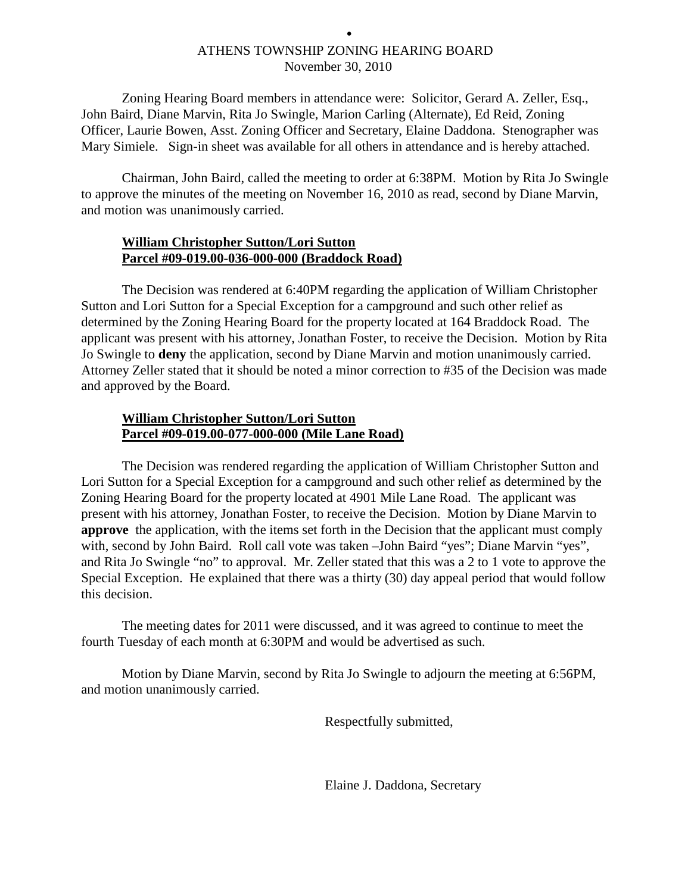ATHENS TOWNSHIP ZONING HEARING BOARD
November 30, 2010

Zoning Hearing Board members in attendance were: Solicitor, Gerard A. Zeller, Esq., John Baird, Diane Marvin, Rita Jo Swingle, Marion Carling (Alternate), Ed Reid, Zoning Officer, Laurie Bowen, Asst. Zoning Officer and Secretary, Elaine Daddona. Stenographer was Mary Simiele. Sign-in sheet was available for all others in attendance and is hereby attached.

Chairman, John Baird, called the meeting to order at 6:38PM. Motion by Rita Jo Swingle to approve the minutes of the meeting on November 16, 2010 as read, second by Diane Marvin, and motion was unanimously carried.

**William Christopher Sutton/Lori Sutton**
**Parcel #09-019.00-036-000-000 (Braddock Road)**

The Decision was rendered at 6:40PM regarding the application of William Christopher Sutton and Lori Sutton for a Special Exception for a campground and such other relief as determined by the Zoning Hearing Board for the property located at 164 Braddock Road. The applicant was present with his attorney, Jonathan Foster, to receive the Decision. Motion by Rita Jo Swingle to **deny** the application, second by Diane Marvin and motion unanimously carried. Attorney Zeller stated that it should be noted a minor correction to #35 of the Decision was made and approved by the Board.

**William Christopher Sutton/Lori Sutton**
**Parcel #09-019.00-077-000-000 (Mile Lane Road)**

The Decision was rendered regarding the application of William Christopher Sutton and Lori Sutton for a Special Exception for a campground and such other relief as determined by the Zoning Hearing Board for the property located at 4901 Mile Lane Road. The applicant was present with his attorney, Jonathan Foster, to receive the Decision. Motion by Diane Marvin to **approve** the application, with the items set forth in the Decision that the applicant must comply with, second by John Baird. Roll call vote was taken –John Baird "yes"; Diane Marvin "yes", and Rita Jo Swingle "no" to approval. Mr. Zeller stated that this was a 2 to 1 vote to approve the Special Exception. He explained that there was a thirty (30) day appeal period that would follow this decision.

The meeting dates for 2011 were discussed, and it was agreed to continue to meet the fourth Tuesday of each month at 6:30PM and would be advertised as such.

Motion by Diane Marvin, second by Rita Jo Swingle to adjourn the meeting at 6:56PM, and motion unanimously carried.

Respectfully submitted,

Elaine J. Daddona, Secretary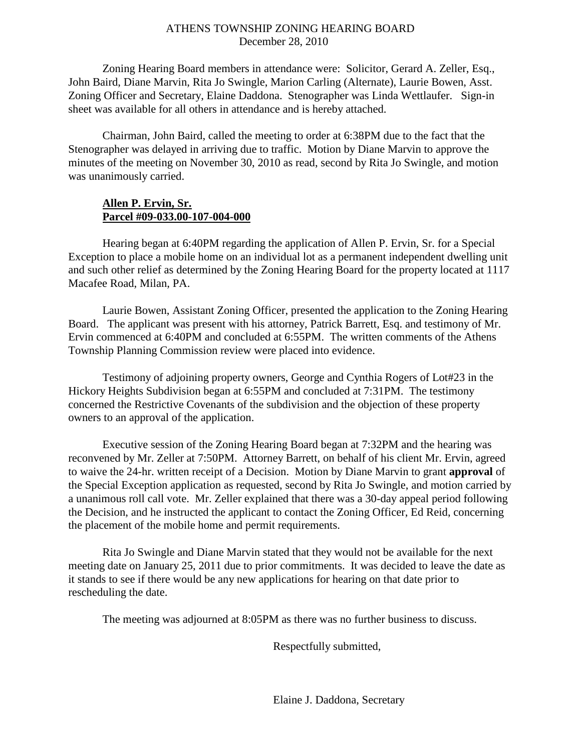# ATHENS TOWNSHIP ZONING HEARING BOARD
December 28, 2010

Zoning Hearing Board members in attendance were: Solicitor, Gerard A. Zeller, Esq., John Baird, Diane Marvin, Rita Jo Swingle, Marion Carling (Alternate), Laurie Bowen, Asst. Zoning Officer and Secretary, Elaine Daddona. Stenographer was Linda Wettlaufer. Sign-in sheet was available for all others in attendance and is hereby attached.

Chairman, John Baird, called the meeting to order at 6:38PM due to the fact that the Stenographer was delayed in arriving due to traffic. Motion by Diane Marvin to approve the minutes of the meeting on November 30, 2010 as read, second by Rita Jo Swingle, and motion was unanimously carried.

**Allen P. Ervin, Sr.**
**Parcel #09-033.00-107-004-000**

Hearing began at 6:40PM regarding the application of Allen P. Ervin, Sr. for a Special Exception to place a mobile home on an individual lot as a permanent independent dwelling unit and such other relief as determined by the Zoning Hearing Board for the property located at 1117 Macafee Road, Milan, PA.

Laurie Bowen, Assistant Zoning Officer, presented the application to the Zoning Hearing Board. The applicant was present with his attorney, Patrick Barrett, Esq. and testimony of Mr. Ervin commenced at 6:40PM and concluded at 6:55PM. The written comments of the Athens Township Planning Commission review were placed into evidence.

Testimony of adjoining property owners, George and Cynthia Rogers of Lot#23 in the Hickory Heights Subdivision began at 6:55PM and concluded at 7:31PM. The testimony concerned the Restrictive Covenants of the subdivision and the objection of these property owners to an approval of the application.

Executive session of the Zoning Hearing Board began at 7:32PM and the hearing was reconvened by Mr. Zeller at 7:50PM. Attorney Barrett, on behalf of his client Mr. Ervin, agreed to waive the 24-hr. written receipt of a Decision. Motion by Diane Marvin to grant **approval** of the Special Exception application as requested, second by Rita Jo Swingle, and motion carried by a unanimous roll call vote. Mr. Zeller explained that there was a 30-day appeal period following the Decision, and he instructed the applicant to contact the Zoning Officer, Ed Reid, concerning the placement of the mobile home and permit requirements.

Rita Jo Swingle and Diane Marvin stated that they would not be available for the next meeting date on January 25, 2011 due to prior commitments. It was decided to leave the date as it stands to see if there would be any new applications for hearing on that date prior to rescheduling the date.

The meeting was adjourned at 8:05PM as there was no further business to discuss.

Respectfully submitted,

Elaine J. Daddona, Secretary